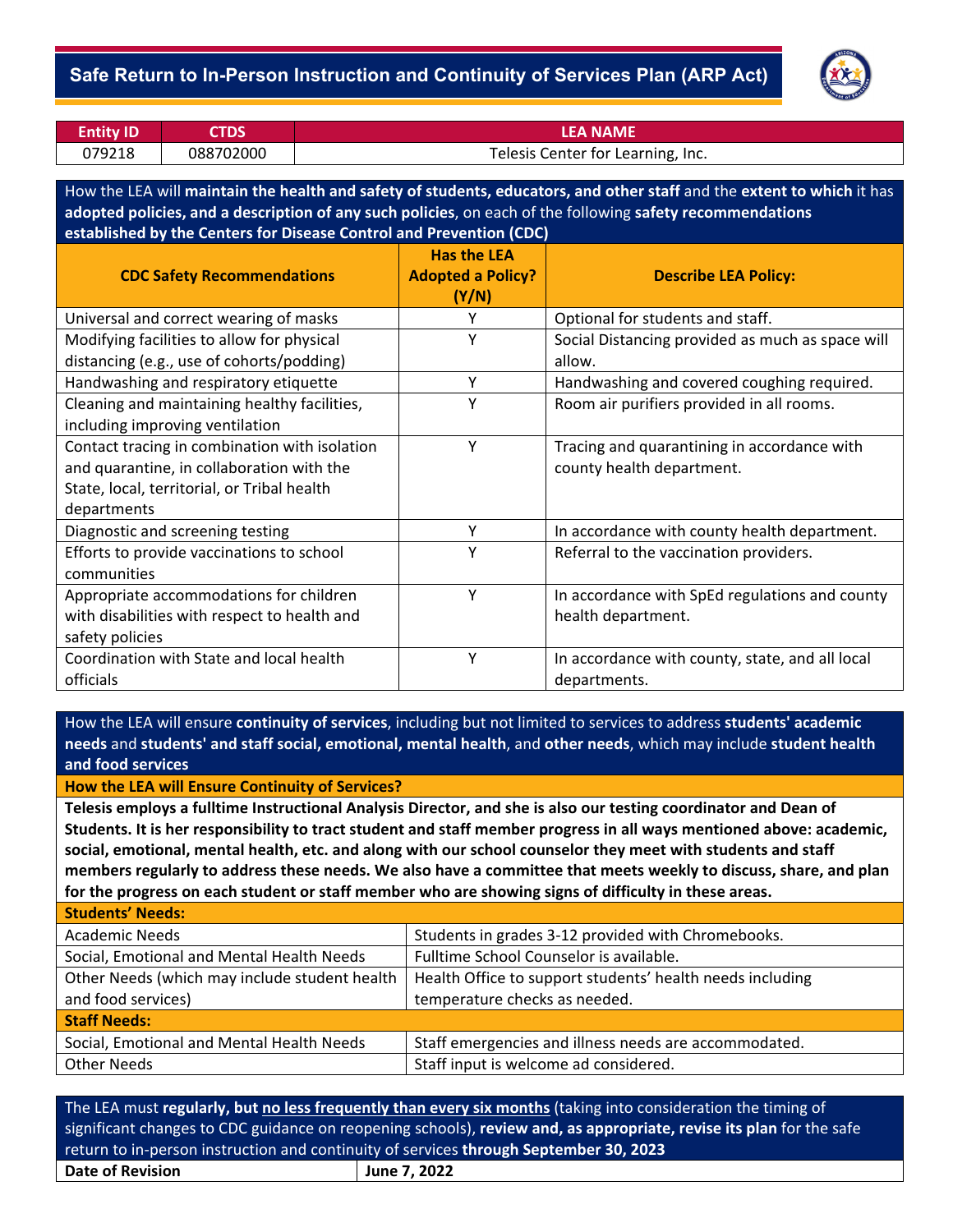# Safe Return to In-Person Instruction and Continuity of Services Plan (ARP Act)

| Entity ID | CTDS | LEA NAME |
|---|---|---|
| 079218 | 088702000 | Telesis Center for Learning, Inc. |

How the LEA will **maintain the health and safety of students, educators, and other staff** and the **extent to which** it has **adopted policies, and a description of any such policies**, on each of the following **safety recommendations established by the Centers for Disease Control and Prevention (CDC)**

| CDC Safety Recommendations | Has the LEA Adopted a Policy? (Y/N) | Describe LEA Policy: |
|---|---|---|
| Universal and correct wearing of masks | Y | Optional for students and staff. |
| Modifying facilities to allow for physical distancing (e.g., use of cohorts/podding) | Y | Social Distancing provided as much as space will allow. |
| Handwashing and respiratory etiquette | Y | Handwashing and covered coughing required. |
| Cleaning and maintaining healthy facilities, including improving ventilation | Y | Room air purifiers provided in all rooms. |
| Contact tracing in combination with isolation and quarantine, in collaboration with the State, local, territorial, or Tribal health departments | Y | Tracing and quarantining in accordance with county health department. |
| Diagnostic and screening testing | Y | In accordance with county health department. |
| Efforts to provide vaccinations to school communities | Y | Referral to the vaccination providers. |
| Appropriate accommodations for children with disabilities with respect to health and safety policies | Y | In accordance with SpEd regulations and county health department. |
| Coordination with State and local health officials | Y | In accordance with county, state, and all local departments. |

How the LEA will ensure **continuity of services**, including but not limited to services to address **students' academic needs** and **students' and staff social, emotional, mental health**, and **other needs**, which may include **student health and food services**

**How the LEA will Ensure Continuity of Services?**

**Telesis employs a fulltime Instructional Analysis Director, and she is also our testing coordinator and Dean of Students. It is her responsibility to tract student and staff member progress in all ways mentioned above: academic, social, emotional, mental health, etc. and along with our school counselor they meet with students and staff members regularly to address these needs. We also have a committee that meets weekly to discuss, share, and plan for the progress on each student or staff member who are showing signs of difficulty in these areas.**

| **Students' Needs:** | |
|---|---|
| Academic Needs | Students in grades 3-12 provided with Chromebooks. |
| Social, Emotional and Mental Health Needs | Fulltime School Counselor is available. |
| Other Needs (which may include student health and food services) | Health Office to support students' health needs including temperature checks as needed. |
| **Staff Needs:** | |
| Social, Emotional and Mental Health Needs | Staff emergencies and illness needs are accommodated. |
| Other Needs | Staff input is welcome ad considered. |

The LEA must **regularly, but no less frequently than every six months** (taking into consideration the timing of significant changes to CDC guidance on reopening schools), **review and, as appropriate, revise its plan** for the safe return to in-person instruction and continuity of services **through September 30, 2023**

| **Date of Revision** | **June 7, 2022** |
|---|---|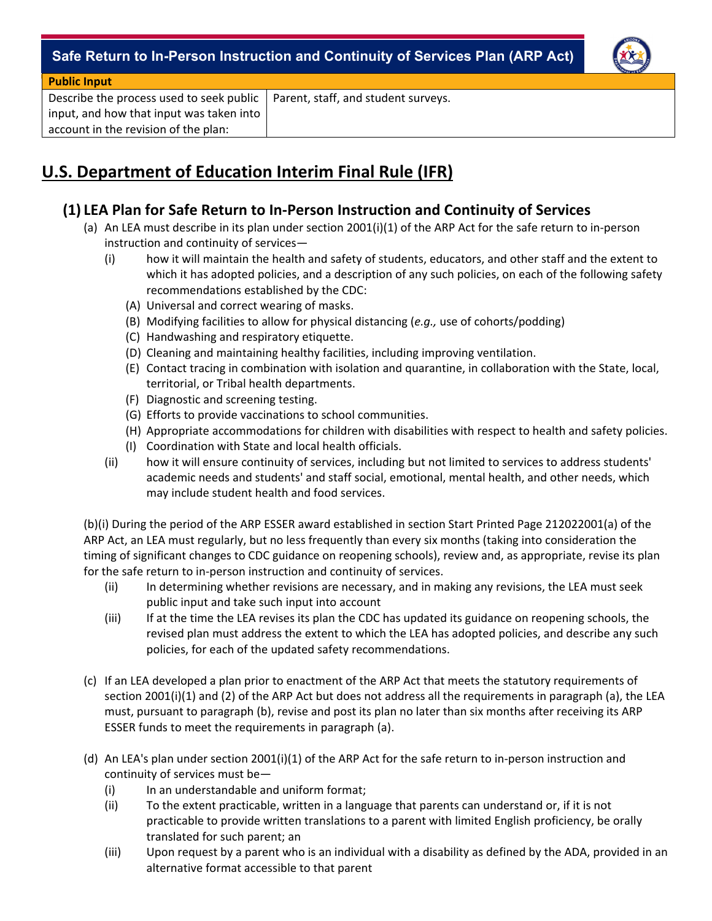| Public Input | |
|---|---|
| Describe the process used to seek public input, and how that input was taken into account in the revision of the plan: | Parent, staff, and student surveys. |

## U.S. Department of Education Interim Final Rule (IFR)

### (1) LEA Plan for Safe Return to In-Person Instruction and Continuity of Services

(a) An LEA must describe in its plan under section 2001(i)(1) of the ARP Act for the safe return to in-person instruction and continuity of services—

- (i) how it will maintain the health and safety of students, educators, and other staff and the extent to which it has adopted policies, and a description of any such policies, on each of the following safety recommendations established by the CDC:
  - (A) Universal and correct wearing of masks.
  - (B) Modifying facilities to allow for physical distancing (*e.g.,* use of cohorts/podding)
  - (C) Handwashing and respiratory etiquette.
  - (D) Cleaning and maintaining healthy facilities, including improving ventilation.
  - (E) Contact tracing in combination with isolation and quarantine, in collaboration with the State, local, territorial, or Tribal health departments.
  - (F) Diagnostic and screening testing.
  - (G) Efforts to provide vaccinations to school communities.
  - (H) Appropriate accommodations for children with disabilities with respect to health and safety policies.
  - (I) Coordination with State and local health officials.
- (ii) how it will ensure continuity of services, including but not limited to services to address students' academic needs and students' and staff social, emotional, mental health, and other needs, which may include student health and food services.

(b)(i) During the period of the ARP ESSER award established in section Start Printed Page 212022001(a) of the ARP Act, an LEA must regularly, but no less frequently than every six months (taking into consideration the timing of significant changes to CDC guidance on reopening schools), review and, as appropriate, revise its plan for the safe return to in-person instruction and continuity of services.

- (ii) In determining whether revisions are necessary, and in making any revisions, the LEA must seek public input and take such input into account
- (iii) If at the time the LEA revises its plan the CDC has updated its guidance on reopening schools, the revised plan must address the extent to which the LEA has adopted policies, and describe any such policies, for each of the updated safety recommendations.

(c) If an LEA developed a plan prior to enactment of the ARP Act that meets the statutory requirements of section 2001(i)(1) and (2) of the ARP Act but does not address all the requirements in paragraph (a), the LEA must, pursuant to paragraph (b), revise and post its plan no later than six months after receiving its ARP ESSER funds to meet the requirements in paragraph (a).

(d) An LEA's plan under section 2001(i)(1) of the ARP Act for the safe return to in-person instruction and continuity of services must be—

- (i) In an understandable and uniform format;
- (ii) To the extent practicable, written in a language that parents can understand or, if it is not practicable to provide written translations to a parent with limited English proficiency, be orally translated for such parent; an
- (iii) Upon request by a parent who is an individual with a disability as defined by the ADA, provided in an alternative format accessible to that parent